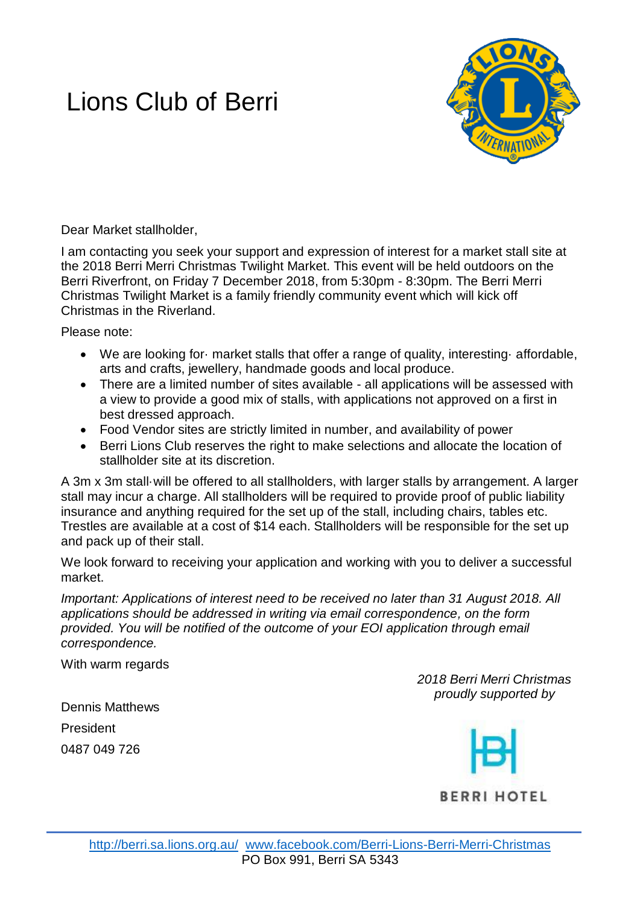# Lions Club of Berri

Dear Market stallholder,

I am contacting you seek your support and expression of interest for a market stall site at the 2018 Berri Merri Christmas Twilight Market. This event will be held outdoors on the Berri Riverfront, on Friday 7 December 2018, from 5:30pm - 8:30pm. The Berri Merri Christmas Twilight Market is a family friendly community event which will kick off Christmas in the Riverland.

Please note:

- We are looking for· market stalls that offer a range of quality, interesting· affordable, arts and crafts, jewellery, handmade goods and local produce.
- There are a limited number of sites available - all applications will be assessed with a view to provide a good mix of stalls, with applications not approved on a first in best dressed approach.
- Food Vendor sites are strictly limited in number, and availability of power
- Berri Lions Club reserves the right to make selections and allocate the location of stallholder site at its discretion.

A 3m x 3m stall·will be offered to all stallholders, with larger stalls by arrangement. A larger stall may incur a charge. All stallholders will be required to provide proof of public liability insurance and anything required for the set up of the stall, including chairs, tables etc. Trestles are available at a cost of $14 each. Stallholders will be responsible for the set up and pack up of their stall.

We look forward to receiving your application and working with you to deliver a successful market.

*Important: Applications of interest need to be received no later than 31 August 2018. All applications should be addressed in writing via email correspondence, on the form provided. You will be notified of the outcome of your EOI application through email correspondence.*

With warm regards

Dennis Matthews

President

0487 049 726

*2018 Berri Merri Christmas proudly supported by*

BERRI HOTEL

http://berri.sa.lions.org.au/ www.facebook.com/Berri-Lions-Berri-Merri-Christmas

PO Box 991, Berri SA 5343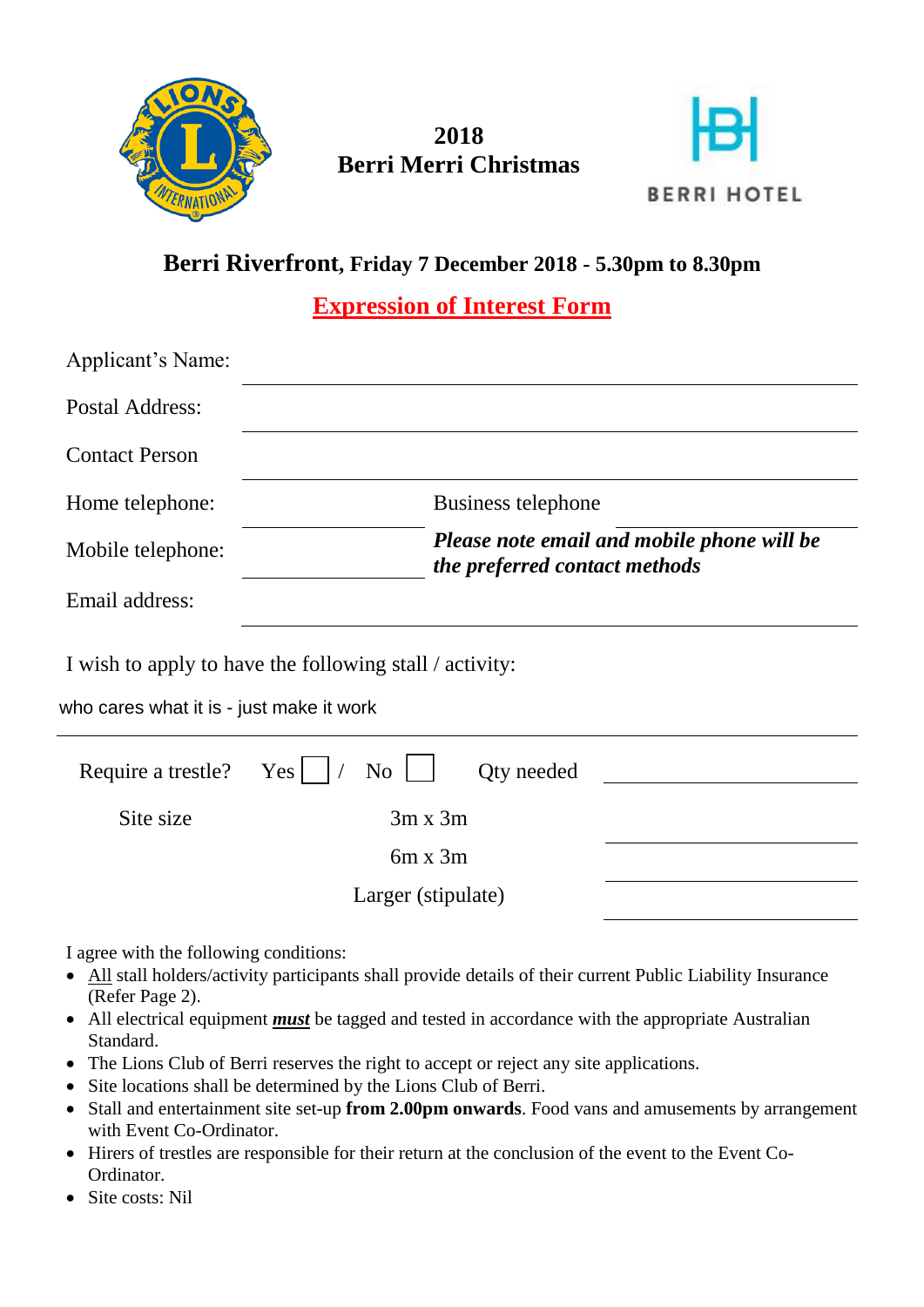**2018**
**Berri Merri Christmas**

BERRI HOTEL

## Berri Riverfront, Friday 7 December 2018 - 5.30pm to 8.30pm

## Expression of Interest Form

Applicant's Name: ______________________________

Postal Address: ______________________________

Contact Person ______________________________

Home telephone: ______________ Business telephone ______________

Mobile telephone: ______________ ***Please note email and mobile phone will be the preferred contact methods***

Email address: ______________________________

I wish to apply to have the following stall / activity:

who cares what it is - just make it work

______________________________

Require a trestle? Yes ☐ / No ☐ Qty needed ______________

| Site size | | |
|---|---|---|
| | 3m x 3m | ______________ |
| | 6m x 3m | ______________ |
| | Larger (stipulate) | ______________ |

I agree with the following conditions:

- All stall holders/activity participants shall provide details of their current Public Liability Insurance (Refer Page 2).
- All electrical equipment ***must*** be tagged and tested in accordance with the appropriate Australian Standard.
- The Lions Club of Berri reserves the right to accept or reject any site applications.
- Site locations shall be determined by the Lions Club of Berri.
- Stall and entertainment site set-up **from 2.00pm onwards**. Food vans and amusements by arrangement with Event Co-Ordinator.
- Hirers of trestles are responsible for their return at the conclusion of the event to the Event Co-Ordinator.
- Site costs: Nil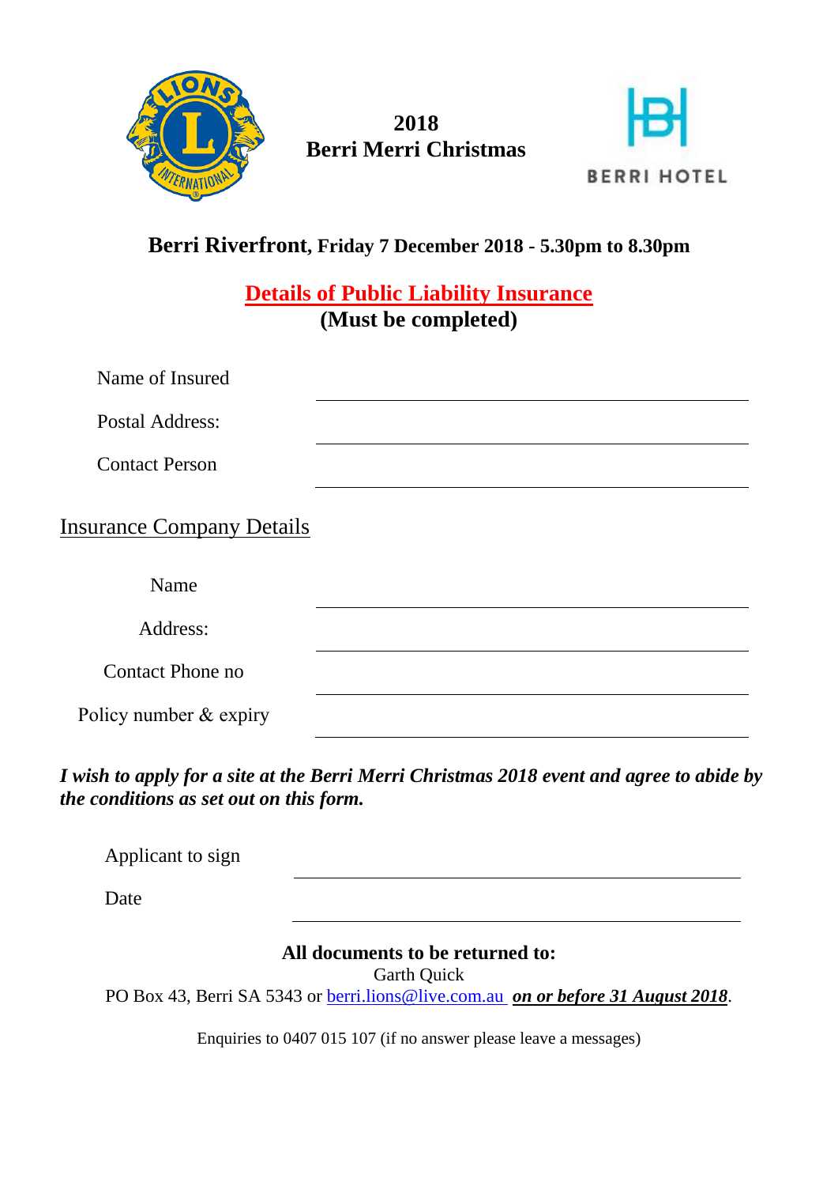# 2018
# Berri Merri Christmas

BERRI HOTEL

## Berri Riverfront, Friday 7 December 2018 - 5.30pm to 8.30pm

## Details of Public Liability Insurance
**(Must be completed)**

Name of Insured ______________________________

Postal Address: ______________________________

Contact Person ______________________________

Insurance Company Details

Name ______________________________

Address: ______________________________

Contact Phone no ______________________________

Policy number & expiry ______________________________

***I wish to apply for a site at the Berri Merri Christmas 2018 event and agree to abide by the conditions as set out on this form.***

Applicant to sign ______________________________

Date ______________________________

**All documents to be returned to:**

Garth Quick

PO Box 43, Berri SA 5343 or berri.lions@live.com.au ***on or before 31 August 2018***.

Enquiries to 0407 015 107 (if no answer please leave a messages)